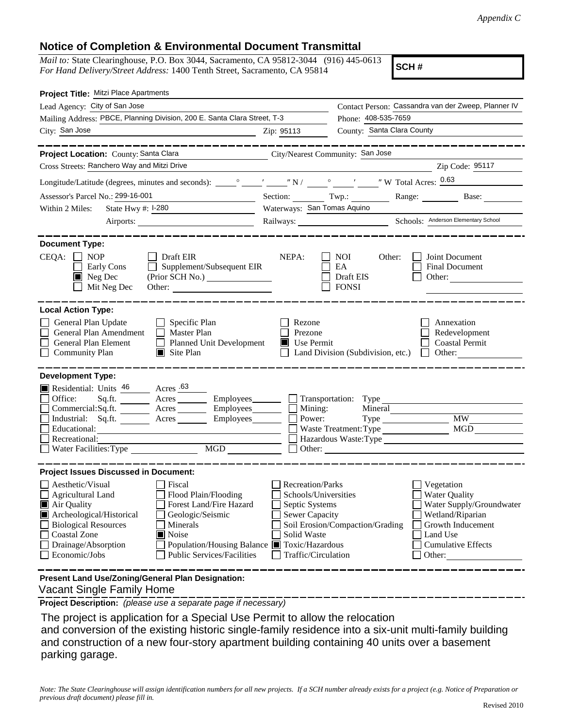*Appendix C*

## Notice of Completion & Environmental Document Transmittal

*Mail to:* State Clearinghouse, P.O. Box 3044, Sacramento, CA 95812-3044 (916) 445-0613
*For Hand Delivery/Street Address:* 1400 Tenth Street, Sacramento, CA 95814

**SCH #**

**Project Title:** Mitzi Place Apartments

Lead Agency: City of San Jose
Contact Person: Cassandra van der Zweep, Planner IV
Mailing Address: PBCE, Planning Division, 200 E. Santa Clara Street, T-3
Phone: 408-535-7659
City: San Jose Zip: 95113
County: Santa Clara County

**Project Location:** County: Santa Clara City/Nearest Community: San Jose
Cross Streets: Ranchero Way and Mitzi Drive Zip Code: 95117
Longitude/Latitude (degrees, minutes and seconds): ___° ___′ ___″ N / ___° ___′ ___″ W Total Acres: 0.63
Assessor's Parcel No.: 299-16-001 Section: ___ Twp.: ___ Range: ___ Base: ___
Within 2 Miles: State Hwy #: I-280 Waterways: San Tomas Aquino
Airports: ___ Railways: ___ Schools: Anderson Elementary School

**Document Type:**

CEQA:
- [ ] NOP
- [ ] Early Cons
- [x] Neg Dec
- [ ] Mit Neg Dec
- [ ] Draft EIR
- [ ] Supplement/Subsequent EIR (Prior SCH No.) ___
- Other: ___

NEPA:
- [ ] NOI
- [ ] EA
- [ ] Draft EIS
- [ ] FONSI

Other:
- [ ] Joint Document
- [ ] Final Document
- [ ] Other: ___

**Local Action Type:**

- [ ] General Plan Update
- [ ] General Plan Amendment
- [ ] General Plan Element
- [ ] Community Plan
- [ ] Specific Plan
- [ ] Master Plan
- [ ] Planned Unit Development
- [x] Site Plan
- [ ] Rezone
- [ ] Prezone
- [x] Use Permit
- [ ] Land Division (Subdivision, etc.)
- [ ] Annexation
- [ ] Redevelopment
- [ ] Coastal Permit
- [ ] Other: ___

**Development Type:**

- [x] Residential: Units 46 Acres .63
- [ ] Office: Sq.ft. ___ Acres ___ Employees ___
- [ ] Commercial: Sq.ft. ___ Acres ___ Employees ___
- [ ] Industrial: Sq.ft. ___ Acres ___ Employees ___
- [ ] Educational: ___
- [ ] Recreational: ___
- [ ] Water Facilities: Type ___ MGD ___
- [ ] Transportation: Type ___
- [ ] Mining: Mineral ___
- [ ] Power: Type ___ MW ___
- [ ] Waste Treatment: Type ___ MGD ___
- [ ] Hazardous Waste: Type ___
- [ ] Other: ___

**Project Issues Discussed in Document:**

- [ ] Aesthetic/Visual
- [ ] Agricultural Land
- [x] Air Quality
- [x] Archeological/Historical
- [ ] Biological Resources
- [ ] Coastal Zone
- [ ] Drainage/Absorption
- [ ] Economic/Jobs
- [ ] Fiscal
- [ ] Flood Plain/Flooding
- [ ] Forest Land/Fire Hazard
- [ ] Geologic/Seismic
- [ ] Minerals
- [x] Noise
- [ ] Population/Housing Balance
- [ ] Public Services/Facilities
- [ ] Recreation/Parks
- [ ] Schools/Universities
- [ ] Septic Systems
- [ ] Sewer Capacity
- [ ] Soil Erosion/Compaction/Grading
- [ ] Solid Waste
- [x] Toxic/Hazardous
- [ ] Traffic/Circulation
- [ ] Vegetation
- [ ] Water Quality
- [ ] Water Supply/Groundwater
- [ ] Wetland/Riparian
- [ ] Growth Inducement
- [ ] Land Use
- [ ] Cumulative Effects
- [ ] Other: ___

**Present Land Use/Zoning/General Plan Designation:**

Vacant Single Family Home

**Project Description:** *(please use a separate page if necessary)*

The project is application for a Special Use Permit to allow the relocation and conversion of the existing historic single-family residence into a six-unit multi-family building and construction of a new four-story apartment building containing 40 units over a basement parking garage.

*Note: The State Clearinghouse will assign identification numbers for all new projects. If a SCH number already exists for a project (e.g. Notice of Preparation or previous draft document) please fill in.*

Revised 2010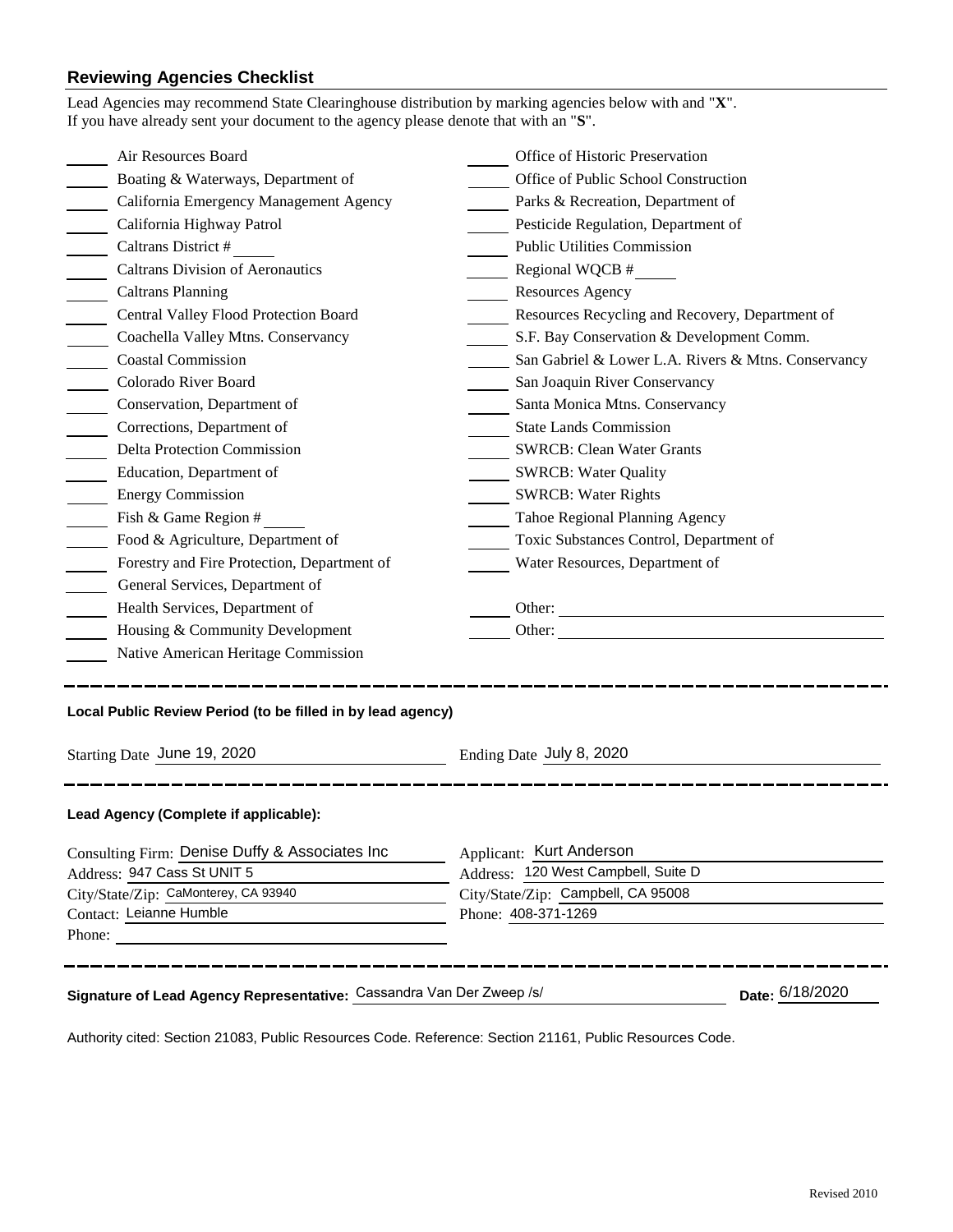## Reviewing Agencies Checklist

Lead Agencies may recommend State Clearinghouse distribution by marking agencies below with and "**X**".
If you have already sent your document to the agency please denote that with an "**S**".

| | | | |
|---|---|---|---|
| ____ | Air Resources Board | ____ | Office of Historic Preservation |
| ____ | Boating & Waterways, Department of | ____ | Office of Public School Construction |
| ____ | California Emergency Management Agency | ____ | Parks & Recreation, Department of |
| ____ | California Highway Patrol | ____ | Pesticide Regulation, Department of |
| ____ | Caltrans District # ____ | ____ | Public Utilities Commission |
| ____ | Caltrans Division of Aeronautics | ____ | Regional WQCB # ____ |
| ____ | Caltrans Planning | ____ | Resources Agency |
| ____ | Central Valley Flood Protection Board | ____ | Resources Recycling and Recovery, Department of |
| ____ | Coachella Valley Mtns. Conservancy | ____ | S.F. Bay Conservation & Development Comm. |
| ____ | Coastal Commission | ____ | San Gabriel & Lower L.A. Rivers & Mtns. Conservancy |
| ____ | Colorado River Board | ____ | San Joaquin River Conservancy |
| ____ | Conservation, Department of | ____ | Santa Monica Mtns. Conservancy |
| ____ | Corrections, Department of | ____ | State Lands Commission |
| ____ | Delta Protection Commission | ____ | SWRCB: Clean Water Grants |
| ____ | Education, Department of | ____ | SWRCB: Water Quality |
| ____ | Energy Commission | ____ | SWRCB: Water Rights |
| ____ | Fish & Game Region # ____ | ____ | Tahoe Regional Planning Agency |
| ____ | Food & Agriculture, Department of | ____ | Toxic Substances Control, Department of |
| ____ | Forestry and Fire Protection, Department of | ____ | Water Resources, Department of |
| ____ | General Services, Department of | | |
| ____ | Health Services, Department of | ____ | Other: ____ |
| ____ | Housing & Community Development | ____ | Other: ____ |
| ____ | Native American Heritage Commission | | |

---

**Local Public Review Period (to be filled in by lead agency)**

Starting Date June 19, 2020 | Ending Date July 8, 2020

---

**Lead Agency (Complete if applicable):**

Consulting Firm: Denise Duffy & Associates Inc
Address: 947 Cass St UNIT 5
City/State/Zip: CaMonterey, CA 93940
Contact: Leianne Humble
Phone:

Applicant: Kurt Anderson
Address: 120 West Campbell, Suite D
City/State/Zip: Campbell, CA 95008
Phone: 408-371-1269

---

**Signature of Lead Agency Representative:** Cassandra Van Der Zweep /s/ **Date:** 6/18/2020

Authority cited: Section 21083, Public Resources Code. Reference: Section 21161, Public Resources Code.

Revised 2010